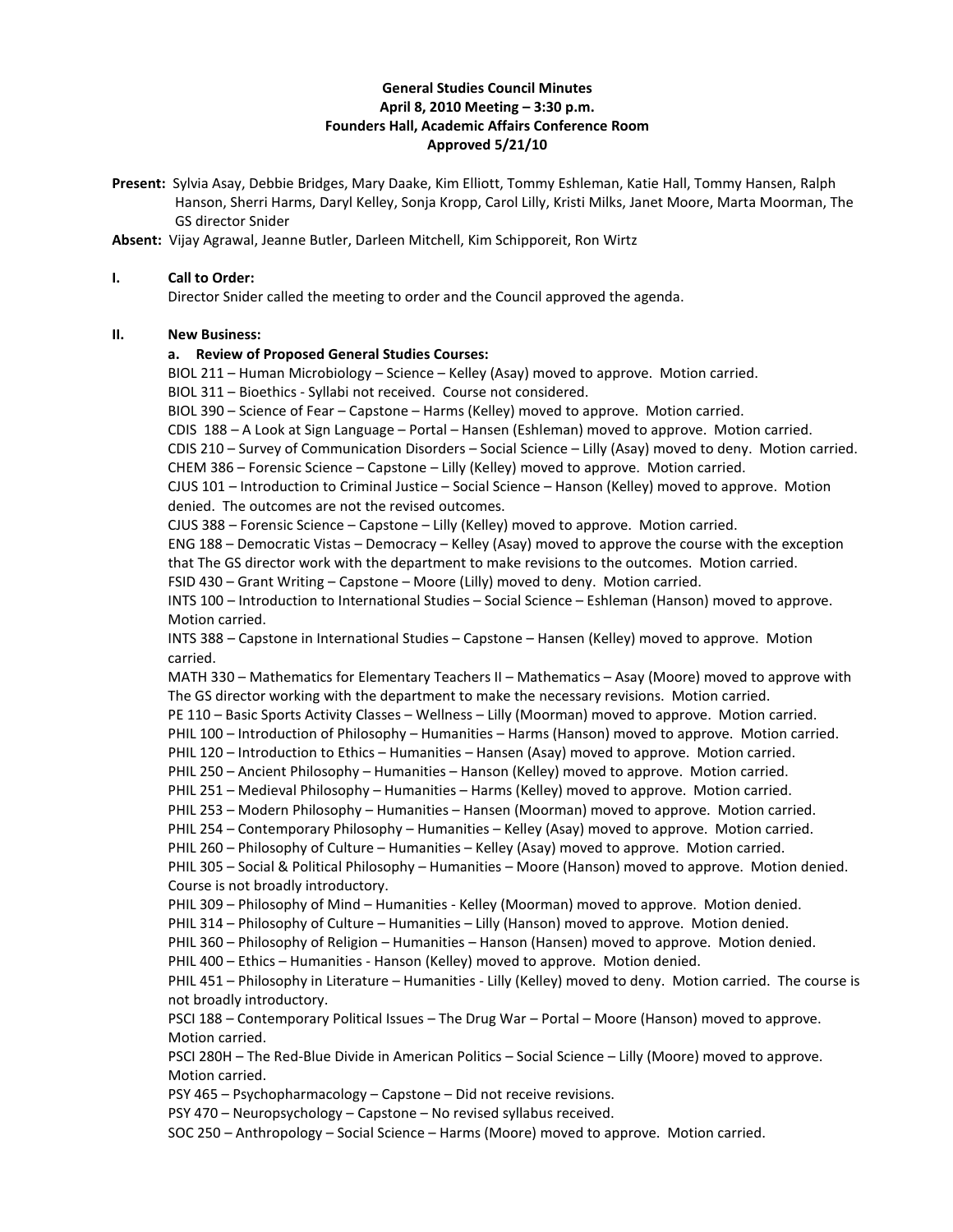**General Studies Council Minutes**
**April 8, 2010 Meeting – 3:30 p.m.**
**Founders Hall, Academic Affairs Conference Room**
**Approved 5/21/10**

**Present:** Sylvia Asay, Debbie Bridges, Mary Daake, Kim Elliott, Tommy Eshleman, Katie Hall, Tommy Hansen, Ralph Hanson, Sherri Harms, Daryl Kelley, Sonja Kropp, Carol Lilly, Kristi Milks, Janet Moore, Marta Moorman, The GS director Snider

**Absent:** Vijay Agrawal, Jeanne Butler, Darleen Mitchell, Kim Schipporeit, Ron Wirtz

## I. Call to Order:

Director Snider called the meeting to order and the Council approved the agenda.

## II. New Business:

### a. Review of Proposed General Studies Courses:

BIOL 211 – Human Microbiology – Science – Kelley (Asay) moved to approve. Motion carried.
BIOL 311 – Bioethics - Syllabi not received. Course not considered.
BIOL 390 – Science of Fear – Capstone – Harms (Kelley) moved to approve. Motion carried.
CDIS 188 – A Look at Sign Language – Portal – Hansen (Eshleman) moved to approve. Motion carried.
CDIS 210 – Survey of Communication Disorders – Social Science – Lilly (Asay) moved to deny. Motion carried.
CHEM 386 – Forensic Science – Capstone – Lilly (Kelley) moved to approve. Motion carried.
CJUS 101 – Introduction to Criminal Justice – Social Science – Hanson (Kelley) moved to approve. Motion denied. The outcomes are not the revised outcomes.
CJUS 388 – Forensic Science – Capstone – Lilly (Kelley) moved to approve. Motion carried.
ENG 188 – Democratic Vistas – Democracy – Kelley (Asay) moved to approve the course with the exception that The GS director work with the department to make revisions to the outcomes. Motion carried.
FSID 430 – Grant Writing – Capstone – Moore (Lilly) moved to deny. Motion carried.
INTS 100 – Introduction to International Studies – Social Science – Eshleman (Hanson) moved to approve. Motion carried.
INTS 388 – Capstone in International Studies – Capstone – Hansen (Kelley) moved to approve. Motion carried.
MATH 330 – Mathematics for Elementary Teachers II – Mathematics – Asay (Moore) moved to approve with The GS director working with the department to make the necessary revisions. Motion carried.
PE 110 – Basic Sports Activity Classes – Wellness – Lilly (Moorman) moved to approve. Motion carried.
PHIL 100 – Introduction of Philosophy – Humanities – Harms (Hanson) moved to approve. Motion carried.
PHIL 120 – Introduction to Ethics – Humanities – Hansen (Asay) moved to approve. Motion carried.
PHIL 250 – Ancient Philosophy – Humanities – Hanson (Kelley) moved to approve. Motion carried.
PHIL 251 – Medieval Philosophy – Humanities – Harms (Kelley) moved to approve. Motion carried.
PHIL 253 – Modern Philosophy – Humanities – Hansen (Moorman) moved to approve. Motion carried.
PHIL 254 – Contemporary Philosophy – Humanities – Kelley (Asay) moved to approve. Motion carried.
PHIL 260 – Philosophy of Culture – Humanities – Kelley (Asay) moved to approve. Motion carried.
PHIL 305 – Social & Political Philosophy – Humanities – Moore (Hanson) moved to approve. Motion denied. Course is not broadly introductory.
PHIL 309 – Philosophy of Mind – Humanities - Kelley (Moorman) moved to approve. Motion denied.
PHIL 314 – Philosophy of Culture – Humanities – Lilly (Hanson) moved to approve. Motion denied.
PHIL 360 – Philosophy of Religion – Humanities – Hanson (Hansen) moved to approve. Motion denied.
PHIL 400 – Ethics – Humanities - Hanson (Kelley) moved to approve. Motion denied.
PHIL 451 – Philosophy in Literature – Humanities - Lilly (Kelley) moved to deny. Motion carried. The course is not broadly introductory.
PSCI 188 – Contemporary Political Issues – The Drug War – Portal – Moore (Hanson) moved to approve. Motion carried.
PSCI 280H – The Red-Blue Divide in American Politics – Social Science – Lilly (Moore) moved to approve. Motion carried.
PSY 465 – Psychopharmacology – Capstone – Did not receive revisions.
PSY 470 – Neuropsychology – Capstone – No revised syllabus received.
SOC 250 – Anthropology – Social Science – Harms (Moore) moved to approve. Motion carried.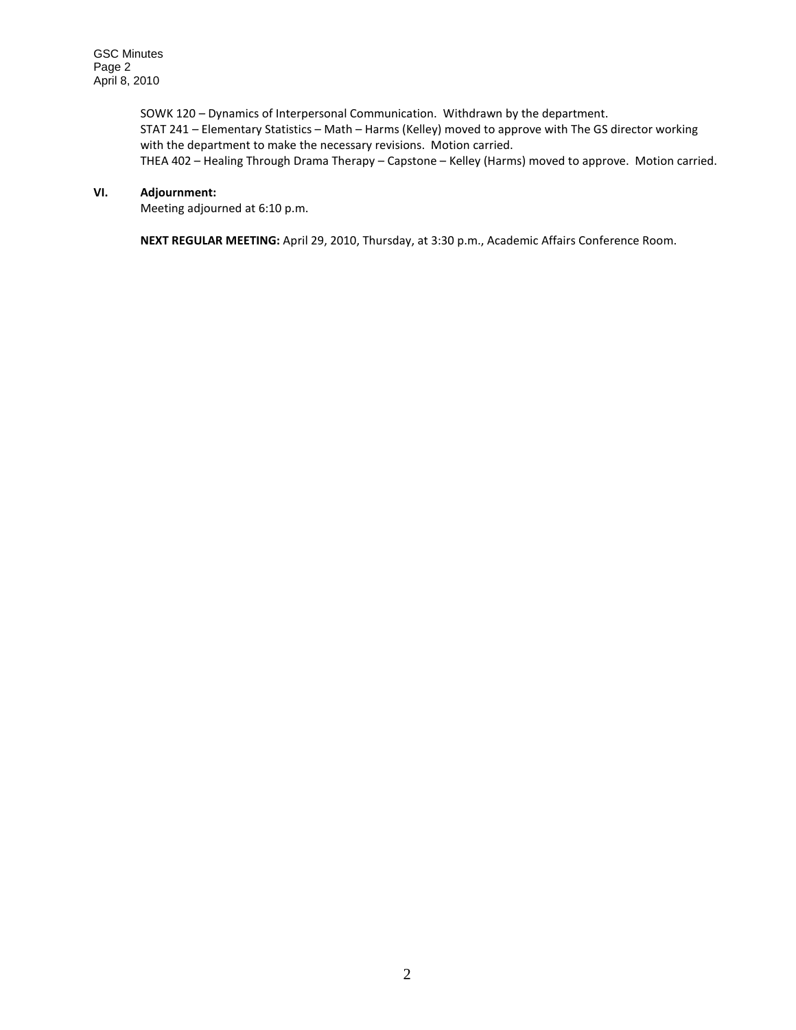SOWK 120 – Dynamics of Interpersonal Communication. Withdrawn by the department.
STAT 241 – Elementary Statistics – Math – Harms (Kelley) moved to approve with The GS director working with the department to make the necessary revisions. Motion carried.
THEA 402 – Healing Through Drama Therapy – Capstone – Kelley (Harms) moved to approve. Motion carried.

**VI. Adjournment:**

Meeting adjourned at 6:10 p.m.

**NEXT REGULAR MEETING:** April 29, 2010, Thursday, at 3:30 p.m., Academic Affairs Conference Room.